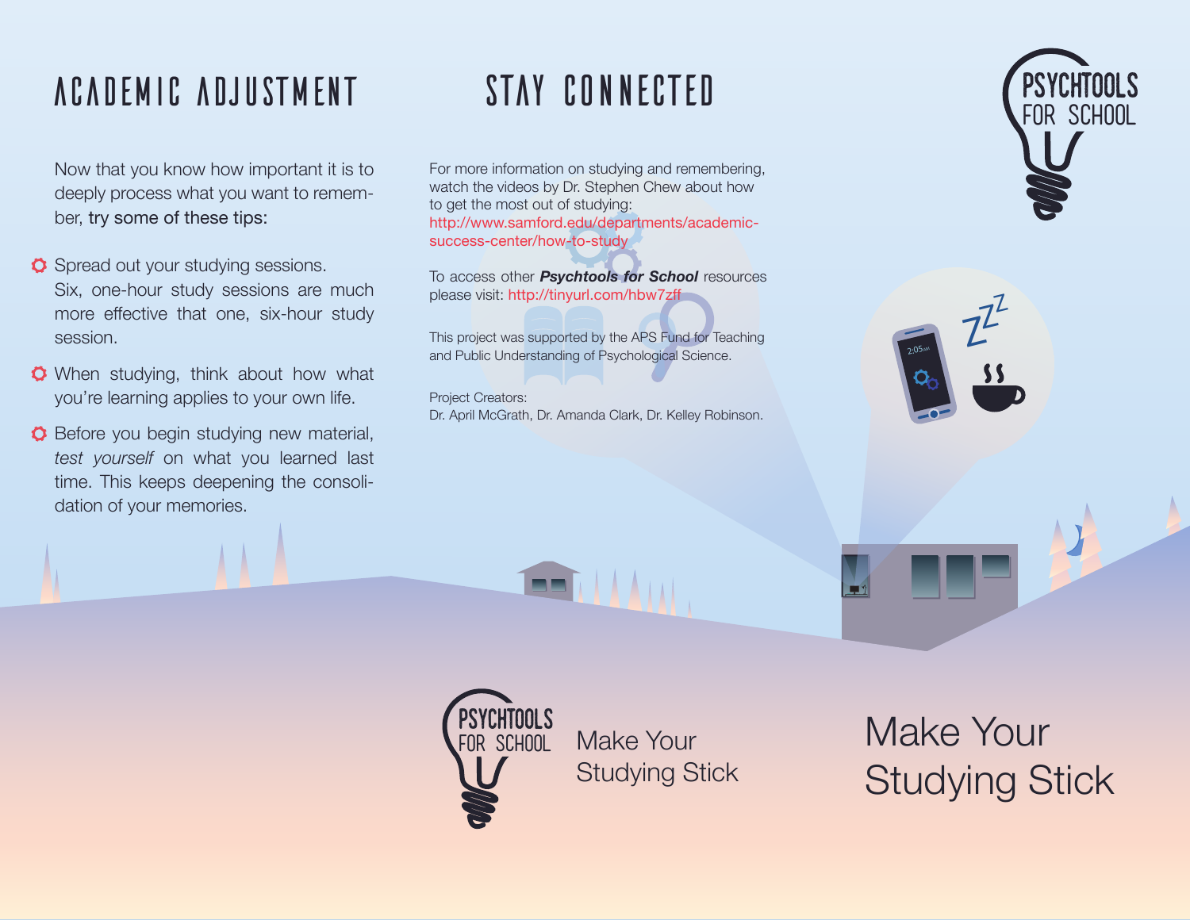# ACADEMIC ADJUSTMENT

Now that you know how important it is to deeply process what you want to remember, **try some of these tips:**

- Spread out your studying sessions. Six, one-hour study sessions are much more effective that one, six-hour study session.
- When studying, think about how what you're learning applies to your own life.
- Before you begin studying new material, *test yourself* on what you learned last time. This keeps deepening the consolidation of your memories.

# STAY CONNECTED

For more information on studying and remembering, watch the videos by Dr. Stephen Chew about how to get the most out of studying:
http://www.samford.edu/departments/academic-success-center/how-to-study

To access other ***Psychtools for School*** resources please visit: http://tinyurl.com/hbw7zff

This project was supported by the APS Fund for Teaching and Public Understanding of Psychological Science.

Project Creators:
Dr. April McGrath, Dr. Amanda Clark, Dr. Kelley Robinson.

PSYCHTOOLS FOR SCHOOL

Make Your Studying Stick

# Make Your Studying Stick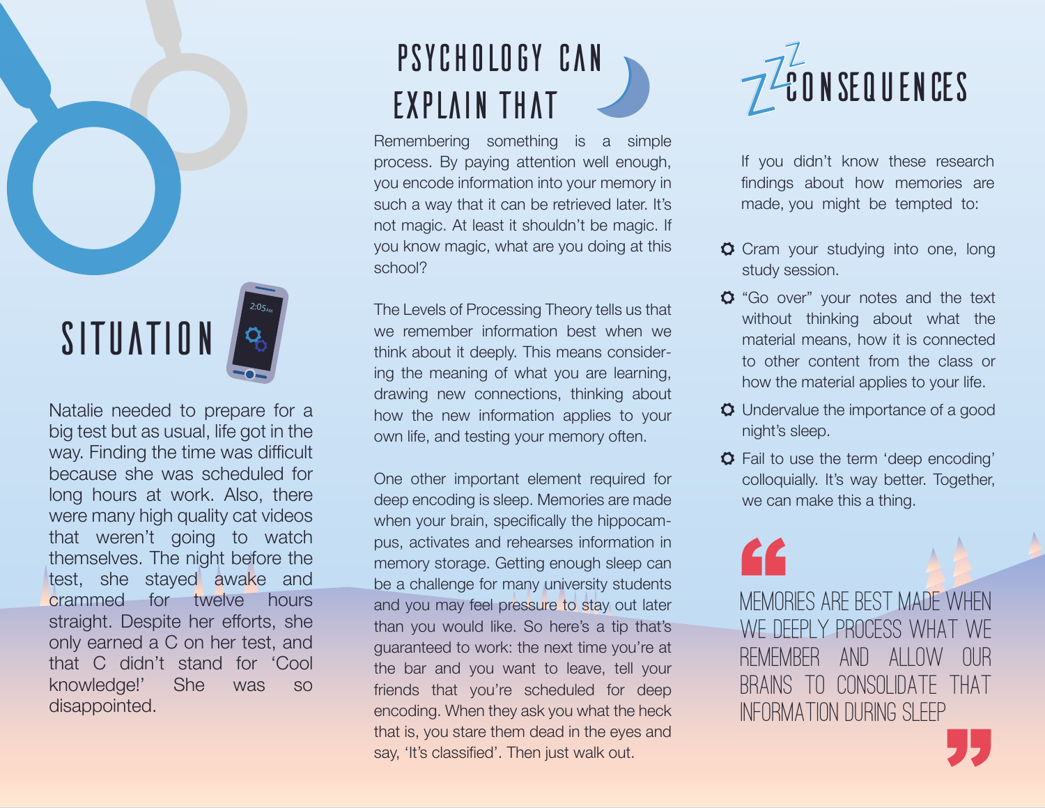## SITUATION

Natalie needed to prepare for a big test but as usual, life got in the way. Finding the time was difficult because she was scheduled for long hours at work. Also, there were many high quality cat videos that weren't going to watch themselves. The night before the test, she stayed awake and crammed for twelve hours straight. Despite her efforts, she only earned a C on her test, and that C didn't stand for 'Cool knowledge!' She was so disappointed.

## PSYCHOLOGY CAN EXPLAIN THAT

Remembering something is a simple process. By paying attention well enough, you encode information into your memory in such a way that it can be retrieved later. It's not magic. At least it shouldn't be magic. If you know magic, what are you doing at this school?

The Levels of Processing Theory tells us that we remember information best when we think about it deeply. This means considering the meaning of what you are learning, drawing new connections, thinking about how the new information applies to your own life, and testing your memory often.

One other important element required for deep encoding is sleep. Memories are made when your brain, specifically the hippocampus, activates and rehearses information in memory storage. Getting enough sleep can be a challenge for many university students and you may feel pressure to stay out later than you would like. So here's a tip that's guaranteed to work: the next time you're at the bar and you want to leave, tell your friends that you're scheduled for deep encoding. When they ask you what the heck that is, you stare them dead in the eyes and say, 'It's classified'. Then just walk out.

## CONSEQUENCES

If you didn't know these research findings about how memories are made, you might be tempted to:

- Cram your studying into one, long study session.
- "Go over" your notes and the text without thinking about what the material means, how it is connected to other content from the class or how the material applies to your life.
- Undervalue the importance of a good night's sleep.
- Fail to use the term 'deep encoding' colloquially. It's way better. Together, we can make this a thing.

> "MEMORIES ARE BEST MADE WHEN WE DEEPLY PROCESS WHAT WE REMEMBER AND ALLOW OUR BRAINS TO CONSOLIDATE THAT INFORMATION DURING SLEEP"